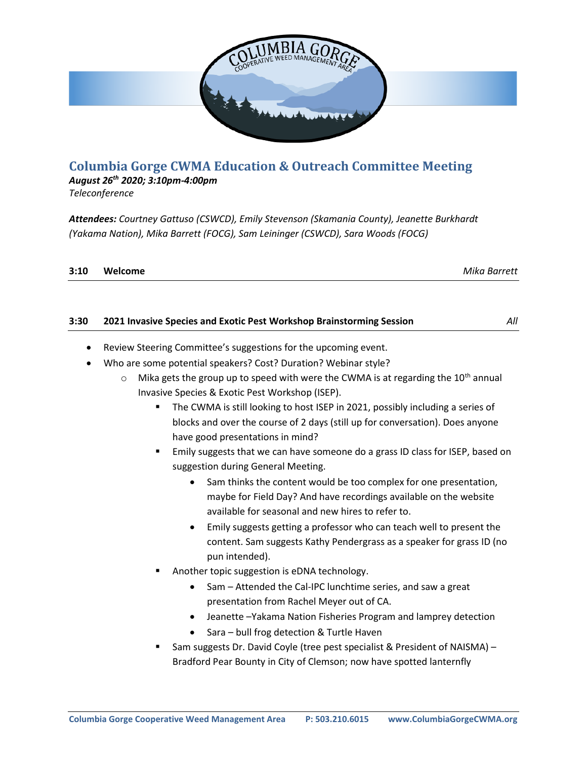# Columbia Gorge CWMA Education & Outreach Committee Meeting

***August 26th 2020; 3:10pm-4:00pm***
*Teleconference*

***Attendees:*** *Courtney Gattuso (CSWCD), Emily Stevenson (Skamania County), Jeanette Burkhardt (Yakama Nation), Mika Barrett (FOCG), Sam Leininger (CSWCD), Sara Woods (FOCG)*

**3:10 Welcome** *Mika Barrett*

**3:30 2021 Invasive Species and Exotic Pest Workshop Brainstorming Session** *All*

- Review Steering Committee's suggestions for the upcoming event.
- Who are some potential speakers? Cost? Duration? Webinar style?
  - Mika gets the group up to speed with were the CWMA is at regarding the 10th annual Invasive Species & Exotic Pest Workshop (ISEP).
    - The CWMA is still looking to host ISEP in 2021, possibly including a series of blocks and over the course of 2 days (still up for conversation). Does anyone have good presentations in mind?
    - Emily suggests that we can have someone do a grass ID class for ISEP, based on suggestion during General Meeting.
      - Sam thinks the content would be too complex for one presentation, maybe for Field Day? And have recordings available on the website available for seasonal and new hires to refer to.
      - Emily suggests getting a professor who can teach well to present the content. Sam suggests Kathy Pendergrass as a speaker for grass ID (no pun intended).
    - Another topic suggestion is eDNA technology.
      - Sam – Attended the Cal-IPC lunchtime series, and saw a great presentation from Rachel Meyer out of CA.
      - Jeanette –Yakama Nation Fisheries Program and lamprey detection
      - Sara – bull frog detection & Turtle Haven
    - Sam suggests Dr. David Coyle (tree pest specialist & President of NAISMA) – Bradford Pear Bounty in City of Clemson; now have spotted lanternfly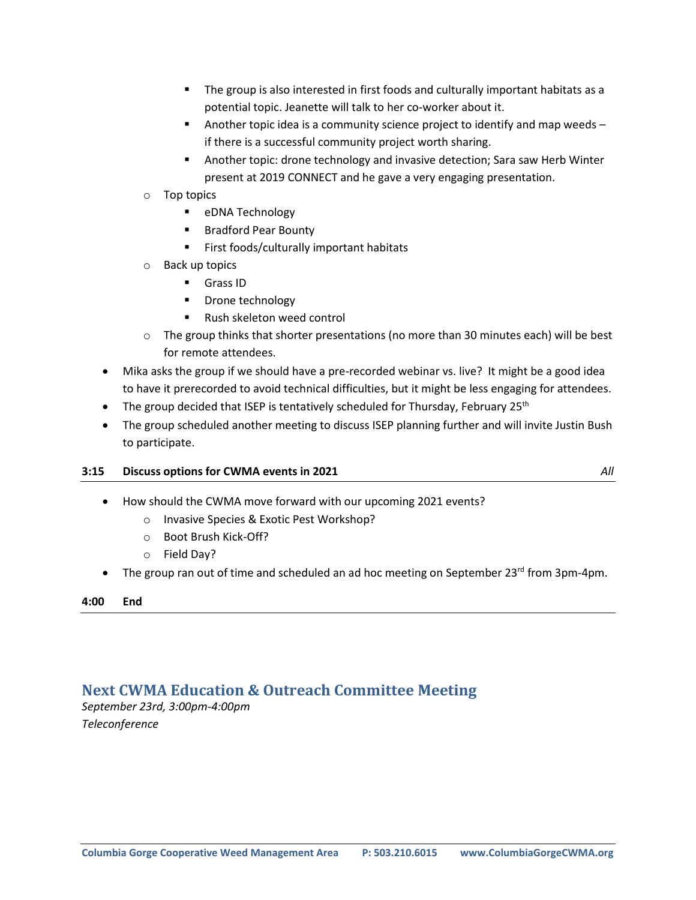- The group is also interested in first foods and culturally important habitats as a potential topic. Jeanette will talk to her co-worker about it.
        - Another topic idea is a community science project to identify and map weeds – if there is a successful community project worth sharing.
        - Another topic: drone technology and invasive detection; Sara saw Herb Winter present at 2019 CONNECT and he gave a very engaging presentation.
    - Top topics
        - eDNA Technology
        - Bradford Pear Bounty
        - First foods/culturally important habitats
    - Back up topics
        - Grass ID
        - Drone technology
        - Rush skeleton weed control
    - The group thinks that shorter presentations (no more than 30 minutes each) will be best for remote attendees.
- Mika asks the group if we should have a pre-recorded webinar vs. live? It might be a good idea to have it prerecorded to avoid technical difficulties, but it might be less engaging for attendees.
- The group decided that ISEP is tentatively scheduled for Thursday, February 25th
- The group scheduled another meeting to discuss ISEP planning further and will invite Justin Bush to participate.

**3:15 Discuss options for CWMA events in 2021** *All*

- How should the CWMA move forward with our upcoming 2021 events?
    - Invasive Species & Exotic Pest Workshop?
    - Boot Brush Kick-Off?
    - Field Day?
- The group ran out of time and scheduled an ad hoc meeting on September 23rd from 3pm-4pm.

**4:00 End**

## Next CWMA Education & Outreach Committee Meeting

*September 23rd, 3:00pm-4:00pm*
*Teleconference*